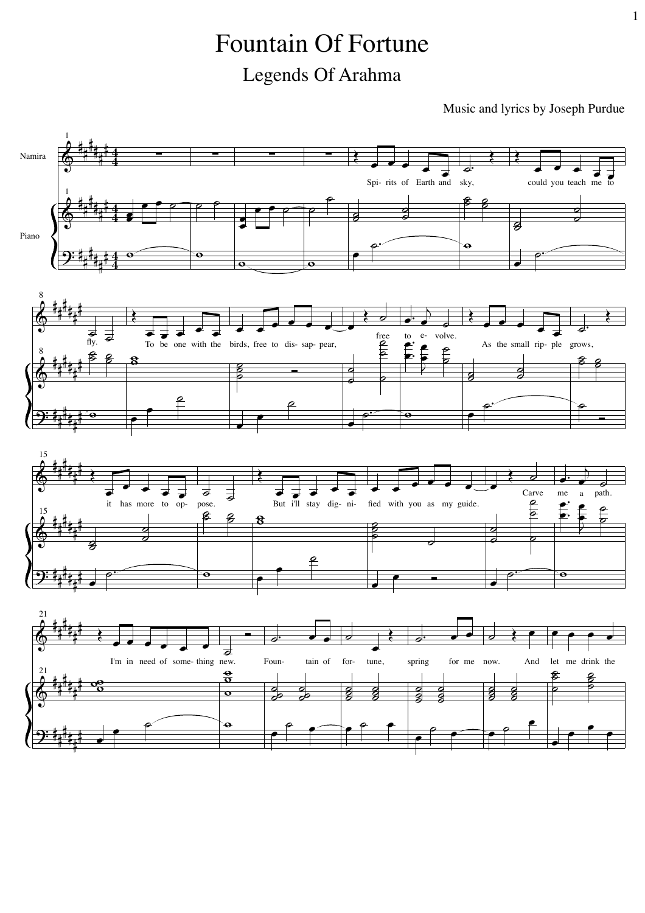# Fountain Of Fortune

## Legends Of Arahma

Music and lyrics by Joseph Purdue

Namira

Piano

Spi- rits of Earth and sky, could you teach me to fly. To be one with the birds, free to dis- sap- pear, free to e- volve. As the small rip- ple grows, it has more to op- pose. But i'll stay dig- ni- fied with you as my guide. Carve me a path. I'm in need of some- thing new. Foun- tain of for- tune, spring for me now. And let me drink the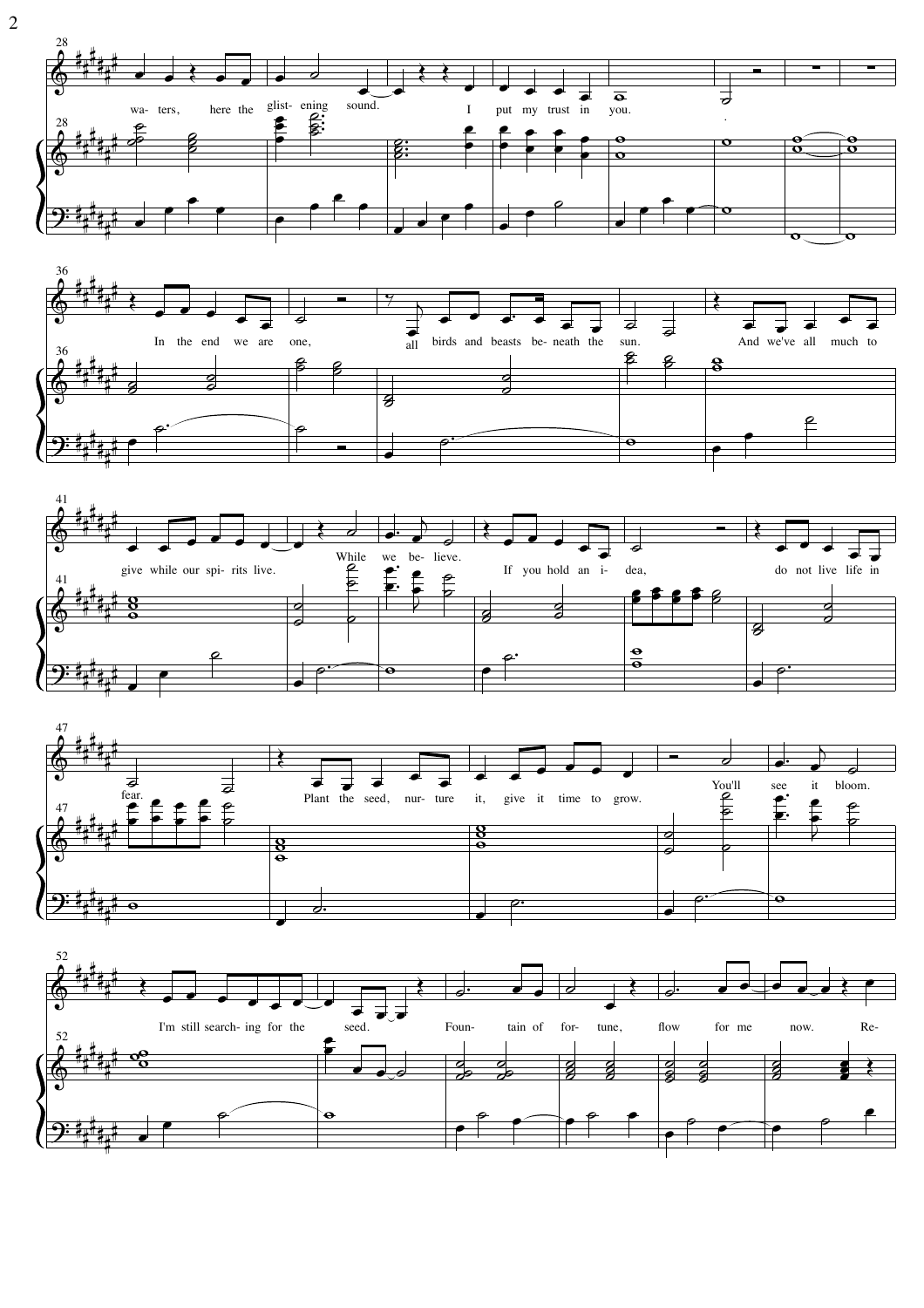28
waters, here the glistening sound. I put my trust in you.

36
In the end we are one, all birds and beasts beneath the sun. And we've all much to

41
give while our spirits live. While we believe. If you hold an idea, do not live life in

47
fear. Plant the seed, nurture it, give it time to grow. You'll see it bloom.

52
I'm still searching for the seed. Fountain of fortune, flow for me now. Re-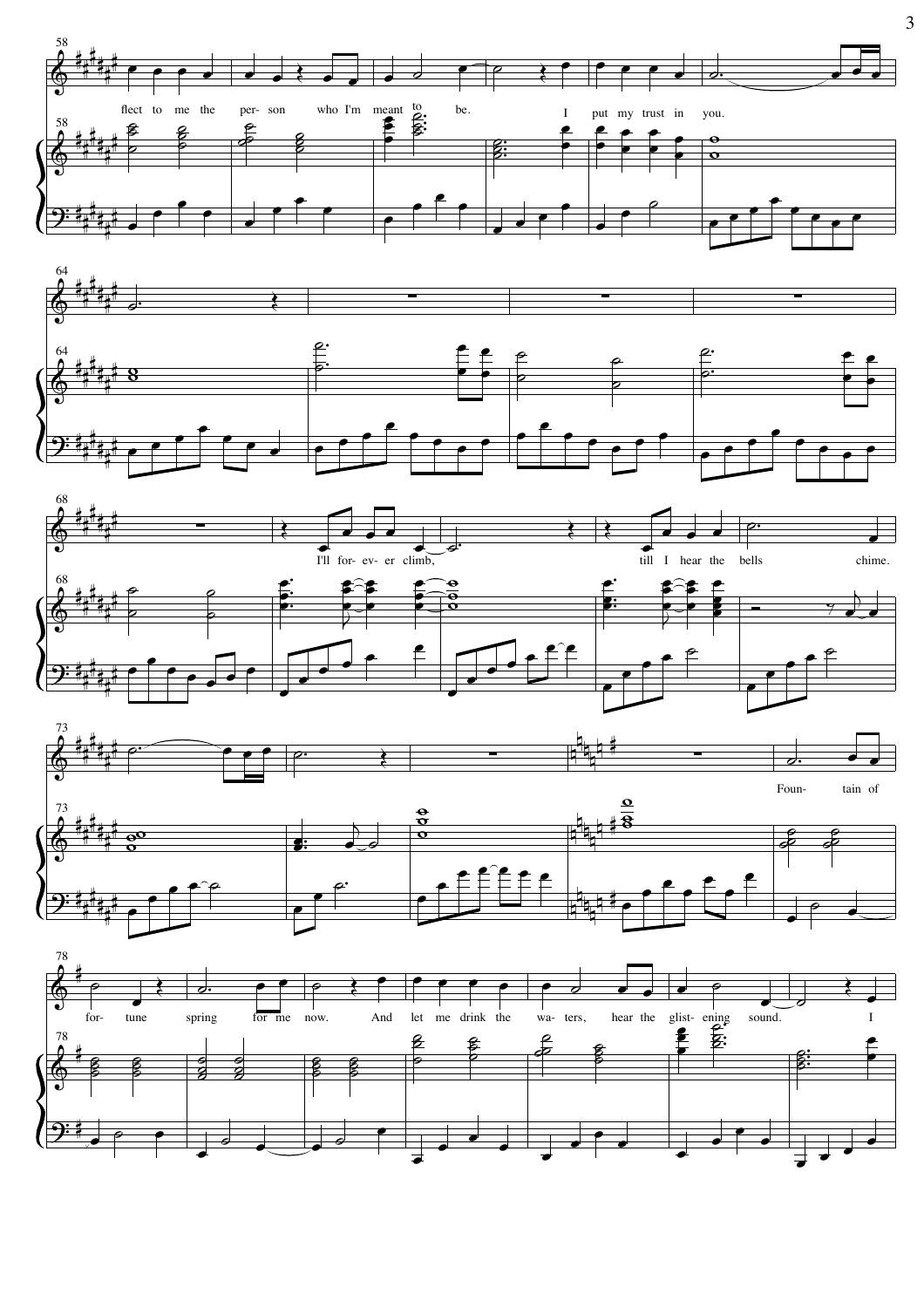flect to me the per- son who I'm meant to be. I put my trust in you.

I'll for- ev- er climb, till I hear the bells chime.

Foun- tain of for- tune spring for me now. And let me drink the wa- ters, hear the glist- ening sound. I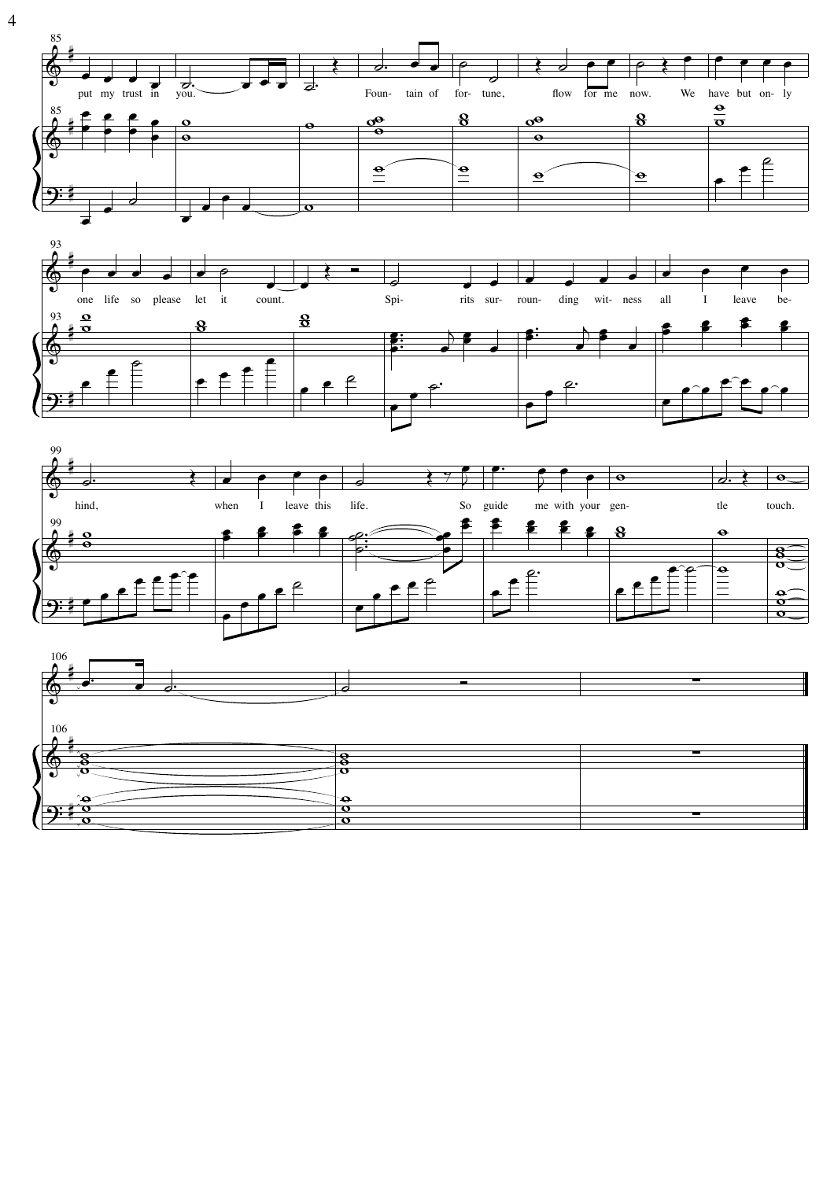put my trust in you. Foun- tain of for- tune, flow for me now. We have but on- ly

one life so please let it count. Spi- rits sur- roun- ding wit- ness all I leave be-

hind, when I leave this life. So guide me with your gen- tle touch.